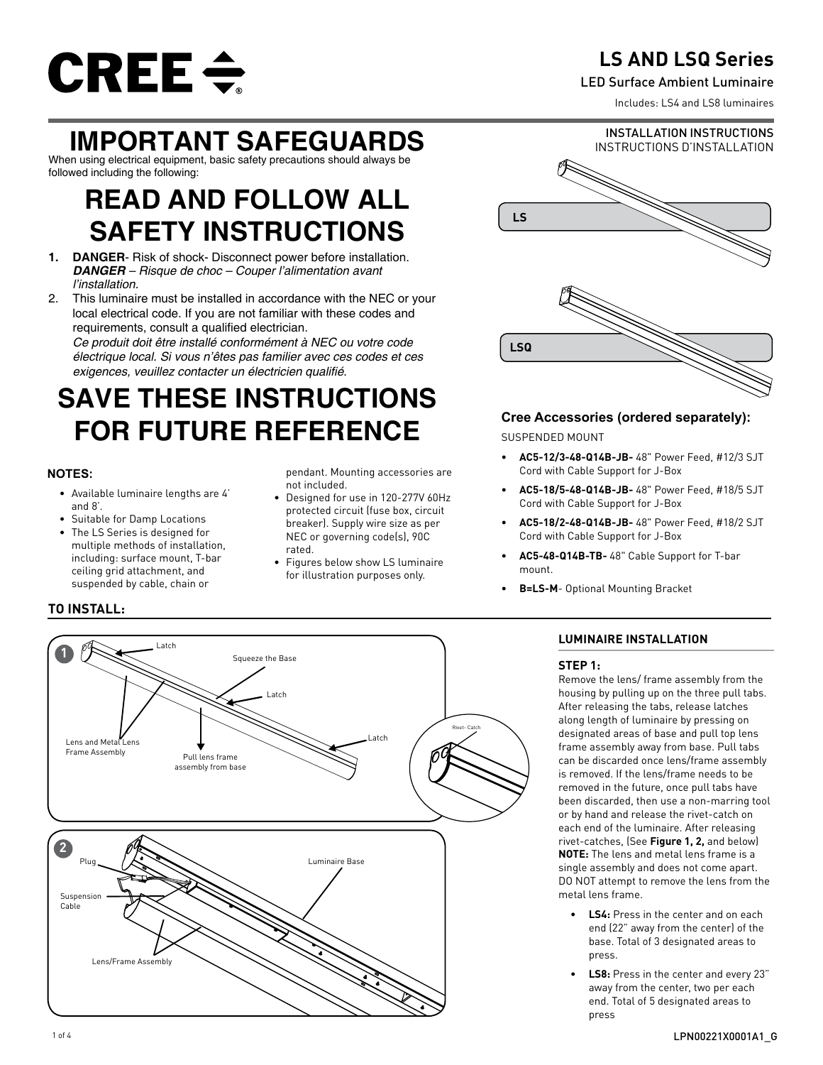CREE

# LS AND LSQ Series

LED Surface Ambient Luminaire

Includes: LS4 and LS8 luminaires

INSTALLATION INSTRUCTIONS
INSTRUCTIONS D'INSTALLATION

# IMPORTANT SAFEGUARDS

When using electrical equipment, basic safety precautions should always be followed including the following:

# READ AND FOLLOW ALL SAFETY INSTRUCTIONS

1. **DANGER**- Risk of shock- Disconnect power before installation.
   ***DANGER*** *– Risque de choc – Couper l'alimentation avant l'installation.*
2. This luminaire must be installed in accordance with the NEC or your local electrical code. If you are not familiar with these codes and requirements, consult a qualified electrician.
   *Ce produit doit être installé conformément à NEC ou votre code électrique local. Si vous n'êtes pas familier avec ces codes et ces exigences, veuillez contacter un électricien qualifié.*

# SAVE THESE INSTRUCTIONS FOR FUTURE REFERENCE

LS

LSQ

### NOTES:

- Available luminaire lengths are 4' and 8'.
- Suitable for Damp Locations
- The LS Series is designed for multiple methods of installation, including: surface mount, T-bar ceiling grid attachment, and suspended by cable, chain or pendant. Mounting accessories are not included.
- Designed for use in 120-277V 60Hz protected circuit (fuse box, circuit breaker). Supply wire size as per NEC or governing code(s), 90C rated.
- Figures below show LS luminaire for illustration purposes only.

### Cree Accessories (ordered separately):

SUSPENDED MOUNT

- **AC5-12/3-48-Q14B-JB-** 48" Power Feed, #12/3 SJT Cord with Cable Support for J-Box
- **AC5-18/5-48-Q14B-JB-** 48" Power Feed, #18/5 SJT Cord with Cable Support for J-Box
- **AC5-18/2-48-Q14B-JB-** 48" Power Feed, #18/2 SJT Cord with Cable Support for J-Box
- **AC5-48-Q14B-TB-** 48" Cable Support for T-bar mount.
- **B=LS-M**- Optional Mounting Bracket

## TO INSTALL:

1 — Latch; Squeeze the Base; Latch; Latch; Lens and Metal Lens Frame Assembly; Pull lens frame assembly from base; Rivet- Catch

2 — Plug; Luminaire Base; Suspension Cable; Lens/Frame Assembly

### LUMINAIRE INSTALLATION

#### STEP 1:

Remove the lens/ frame assembly from the housing by pulling up on the three pull tabs. After releasing the tabs, release latches along length of luminaire by pressing on designated areas of base and pull top lens frame assembly away from base. Pull tabs can be discarded once lens/frame assembly is removed. If the lens/frame needs to be removed in the future, once pull tabs have been discarded, then use a non-marring tool or by hand and release the rivet-catch on each end of the luminaire. After releasing rivet-catches, (See **Figure 1, 2,** and below) **NOTE:** The lens and metal lens frame is a single assembly and does not come apart. DO NOT attempt to remove the lens from the metal lens frame.

- **LS4:** Press in the center and on each end (22" away from the center) of the base. Total of 3 designated areas to press.
- **LS8:** Press in the center and every 23" away from the center, two per each end. Total of 5 designated areas to press

LPN00221X0001A1_G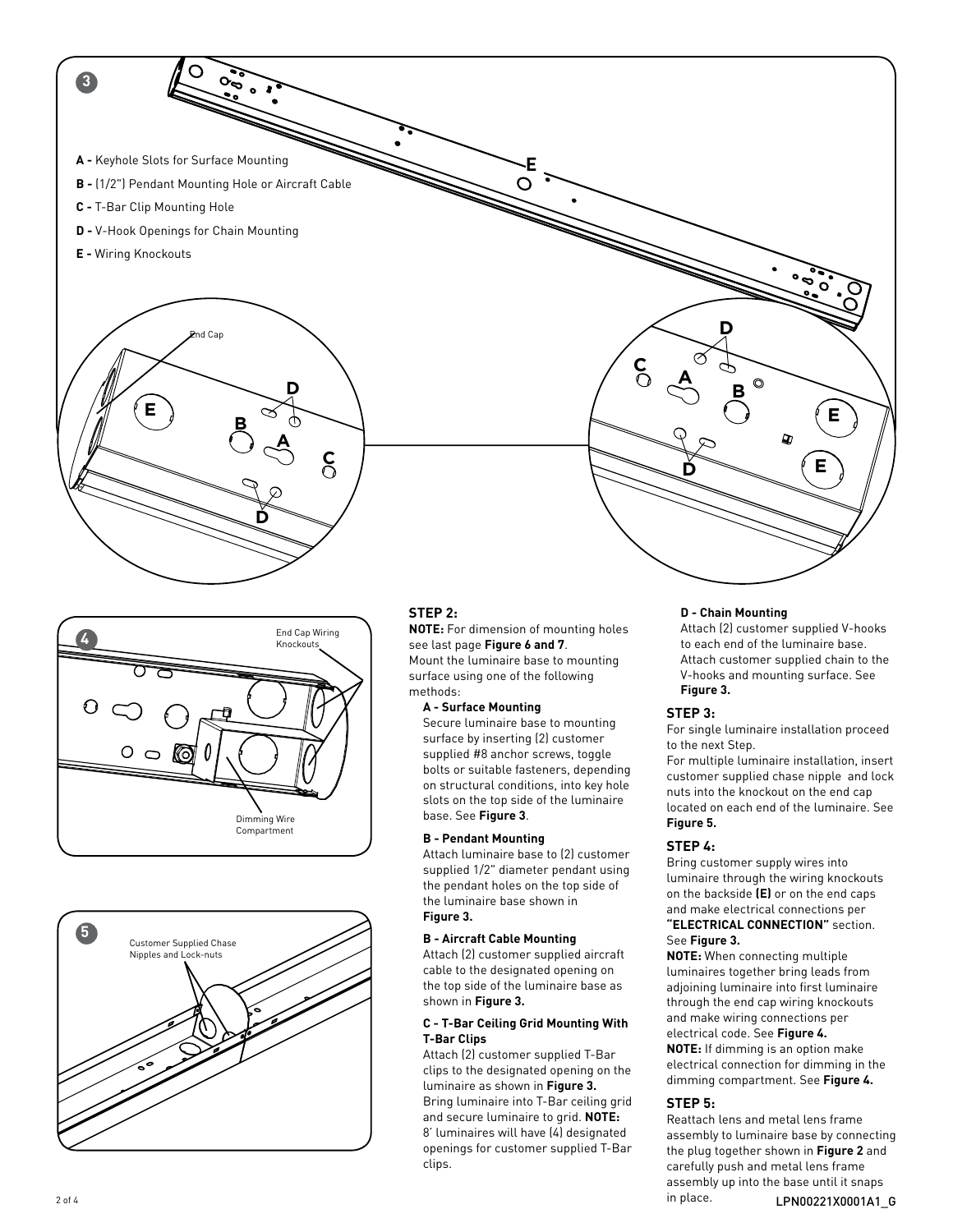**3**

**A -** Keyhole Slots for Surface Mounting

**B -** (1/2") Pendant Mounting Hole or Aircraft Cable

**C -** T-Bar Clip Mounting Hole

**D -** V-Hook Openings for Chain Mounting

**E -** Wiring Knockouts

End Cap

**4**

End Cap Wiring Knockouts

Dimming Wire Compartment

**5**

Customer Supplied Chase Nipples and Lock-nuts

### STEP 2:

**NOTE:** For dimension of mounting holes see last page **Figure 6 and 7**.
Mount the luminaire base to mounting surface using one of the following methods:

**A - Surface Mounting**
Secure luminaire base to mounting surface by inserting (2) customer supplied #8 anchor screws, toggle bolts or suitable fasteners, depending on structural conditions, into key hole slots on the top side of the luminaire base. See **Figure 3**.

**B - Pendant Mounting**
Attach luminaire base to (2) customer supplied 1/2" diameter pendant using the pendant holes on the top side of the luminaire base shown in **Figure 3.**

**B - Aircraft Cable Mounting**
Attach (2) customer supplied aircraft cable to the designated opening on the top side of the luminaire base as shown in **Figure 3.**

**C - T-Bar Ceiling Grid Mounting With T-Bar Clips**
Attach (2) customer supplied T-Bar clips to the designated opening on the luminaire as shown in **Figure 3.** Bring luminaire into T-Bar ceiling grid and secure luminaire to grid. **NOTE:** 8' luminaires will have (4) designated openings for customer supplied T-Bar clips.

**D - Chain Mounting**
Attach (2) customer supplied V-hooks to each end of the luminaire base. Attach customer supplied chain to the V-hooks and mounting surface. See **Figure 3.**

### STEP 3:

For single luminaire installation proceed to the next Step.
For multiple luminaire installation, insert customer supplied chase nipple and lock nuts into the knockout on the end cap located on each end of the luminaire. See **Figure 5.**

### STEP 4:

Bring customer supply wires into luminaire through the wiring knockouts on the backside **(E)** or on the end caps and make electrical connections per **"ELECTRICAL CONNECTION"** section. See **Figure 3.**
**NOTE:** When connecting multiple luminaires together bring leads from adjoining luminaire into first luminaire through the end cap wiring knockouts and make wiring connections per electrical code. See **Figure 4.**
**NOTE:** If dimming is an option make electrical connection for dimming in the dimming compartment. See **Figure 4.**

### STEP 5:

Reattach lens and metal lens frame assembly to luminaire base by connecting the plug together shown in **Figure 2** and carefully push and metal lens frame assembly up into the base until it snaps in place.

LPN00221X0001A1_G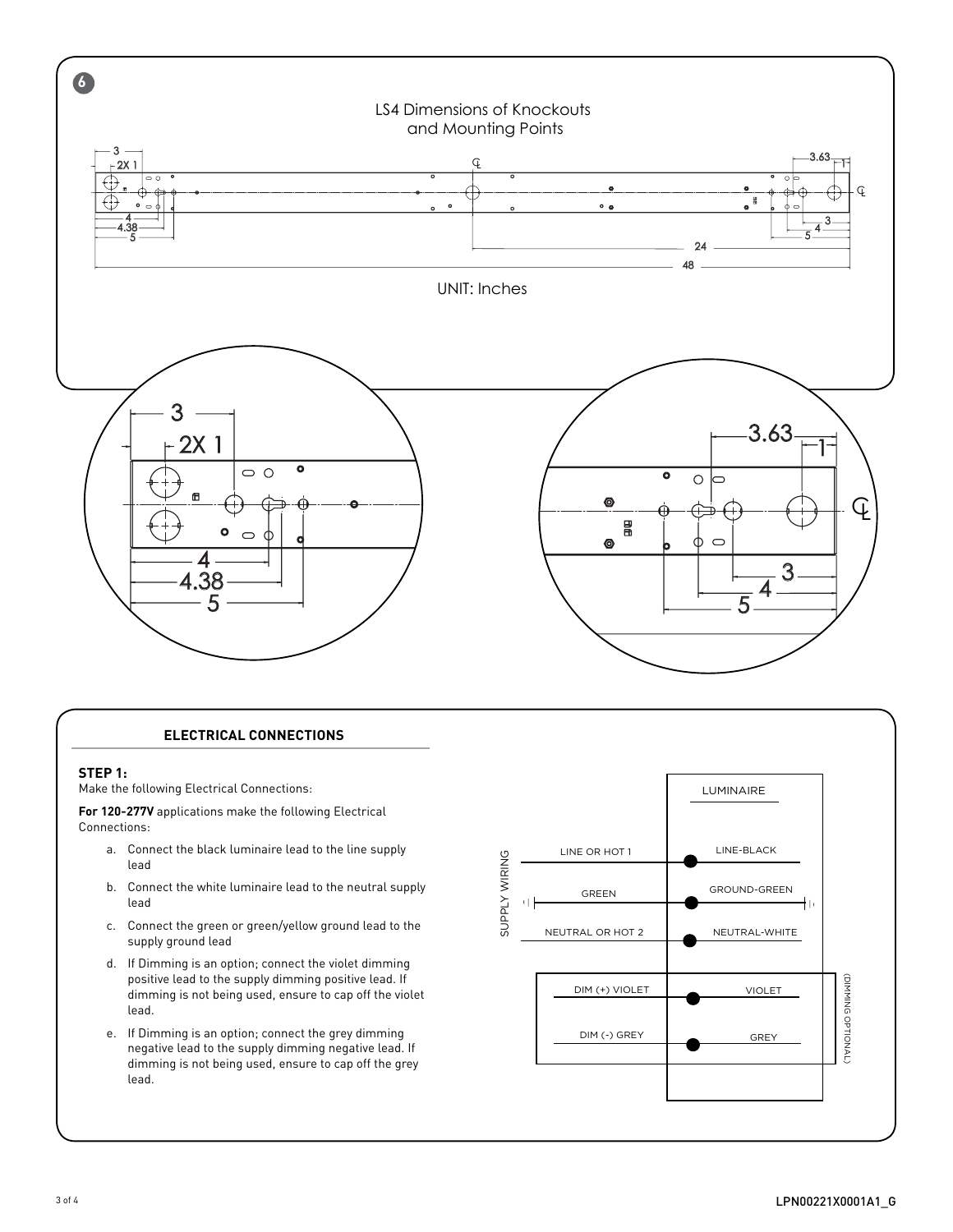**6**

LS4 Dimensions of Knockouts and Mounting Points

UNIT: Inches

## ELECTRICAL CONNECTIONS

**STEP 1:**
Make the following Electrical Connections:

**For 120-277V** applications make the following Electrical Connections:

a. Connect the black luminaire lead to the line supply lead
b. Connect the white luminaire lead to the neutral supply lead
c. Connect the green or green/yellow ground lead to the supply ground lead
d. If Dimming is an option; connect the violet dimming positive lead to the supply dimming positive lead. If dimming is not being used, ensure to cap off the violet lead.
e. If Dimming is an option; connect the grey dimming negative lead to the supply dimming negative lead. If dimming is not being used, ensure to cap off the grey lead.

| SUPPLY WIRING | LUMINAIRE |
|---|---|
| LINE OR HOT 1 | LINE-BLACK |
| GREEN | GROUND-GREEN |
| NEUTRAL OR HOT 2 | NEUTRAL-WHITE |
| DIM (+) VIOLET | VIOLET |
| DIM (-) GREY | GREY |

(DIMMING OPTIONAL)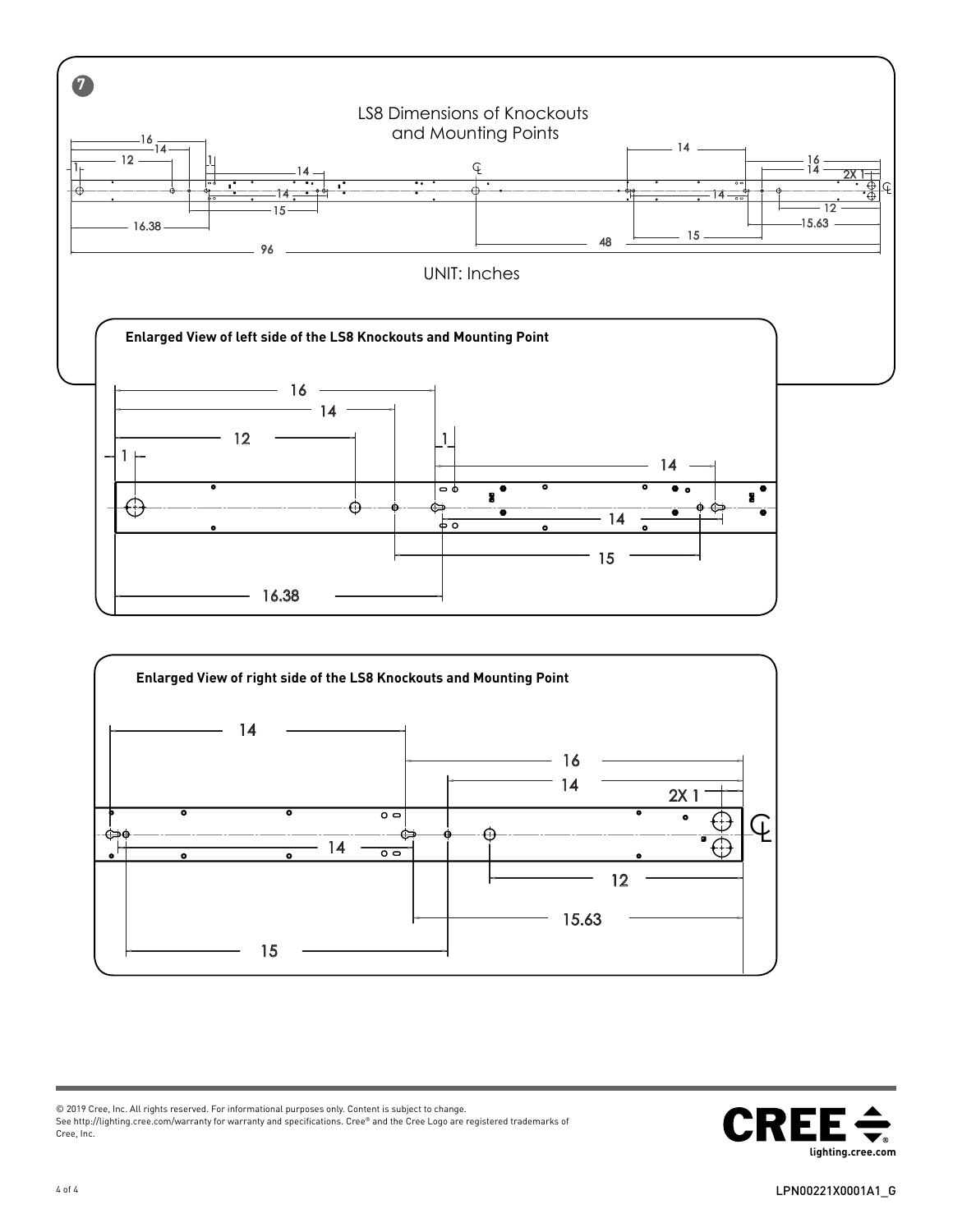7

LS8 Dimensions of Knockouts and Mounting Points

16
14
12
1
1
14
14
15
16.38
96
48
14
16
14
2X 1
14
12
15.63
15

UNIT: Inches

**Enlarged View of left side of the LS8 Knockouts and Mounting Point**

16
14
12
1
1
14
14
15
16.38

**Enlarged View of right side of the LS8 Knockouts and Mounting Point**

14
16
14
2X 1
14
12
15.63
15

© 2019 Cree, Inc. All rights reserved. For informational purposes only. Content is subject to change.
See http://lighting.cree.com/warranty for warranty and specifications. Cree® and the Cree Logo are registered trademarks of Cree, Inc.

CREE lighting.cree.com

LPN00221X0001A1_G